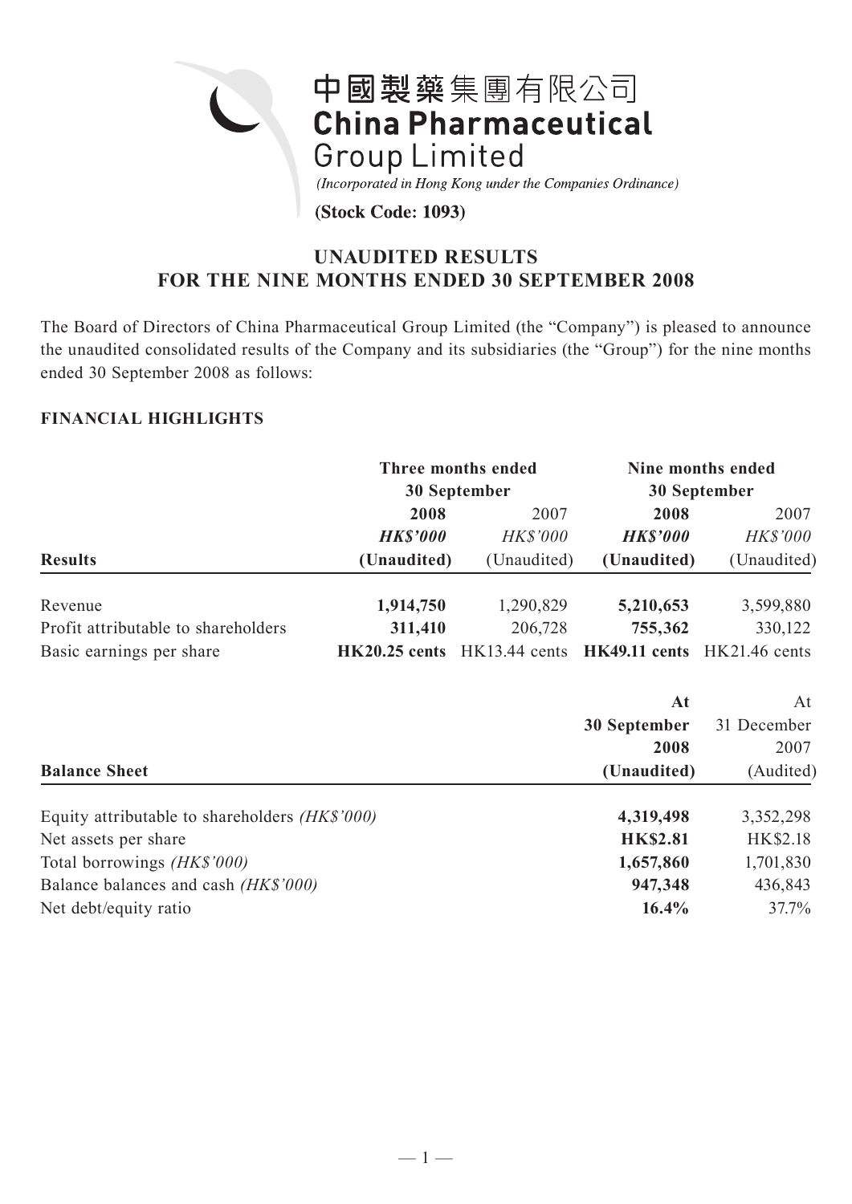中國製藥集團有限公司
**China Pharmaceutical Group Limited**

*(Incorporated in Hong Kong under the Companies Ordinance)*

**(Stock Code: 1093)**

## UNAUDITED RESULTS FOR THE NINE MONTHS ENDED 30 SEPTEMBER 2008

The Board of Directors of China Pharmaceutical Group Limited (the "Company") is pleased to announce the unaudited consolidated results of the Company and its subsidiaries (the "Group") for the nine months ended 30 September 2008 as follows:

### FINANCIAL HIGHLIGHTS

| | Three months ended 30 September | | Nine months ended 30 September | |
|---|---|---|---|---|
| | **2008** | 2007 | **2008** | 2007 |
| | ***HK$'000*** | *HK$'000* | ***HK$'000*** | *HK$'000* |
| **Results** | **(Unaudited)** | (Unaudited) | **(Unaudited)** | (Unaudited) |
| Revenue | **1,914,750** | 1,290,829 | **5,210,653** | 3,599,880 |
| Profit attributable to shareholders | **311,410** | 206,728 | **755,362** | 330,122 |
| Basic earnings per share | **HK20.25 cents** | HK13.44 cents | **HK49.11 cents** | HK21.46 cents |

| | At 30 September 2008 | At 31 December 2007 |
|---|---|---|
| **Balance Sheet** | **(Unaudited)** | (Audited) |
| Equity attributable to shareholders *(HK$'000)* | **4,319,498** | 3,352,298 |
| Net assets per share | **HK$2.81** | HK$2.18 |
| Total borrowings *(HK$'000)* | **1,657,860** | 1,701,830 |
| Balance balances and cash *(HK$'000)* | **947,348** | 436,843 |
| Net debt/equity ratio | **16.4%** | 37.7% |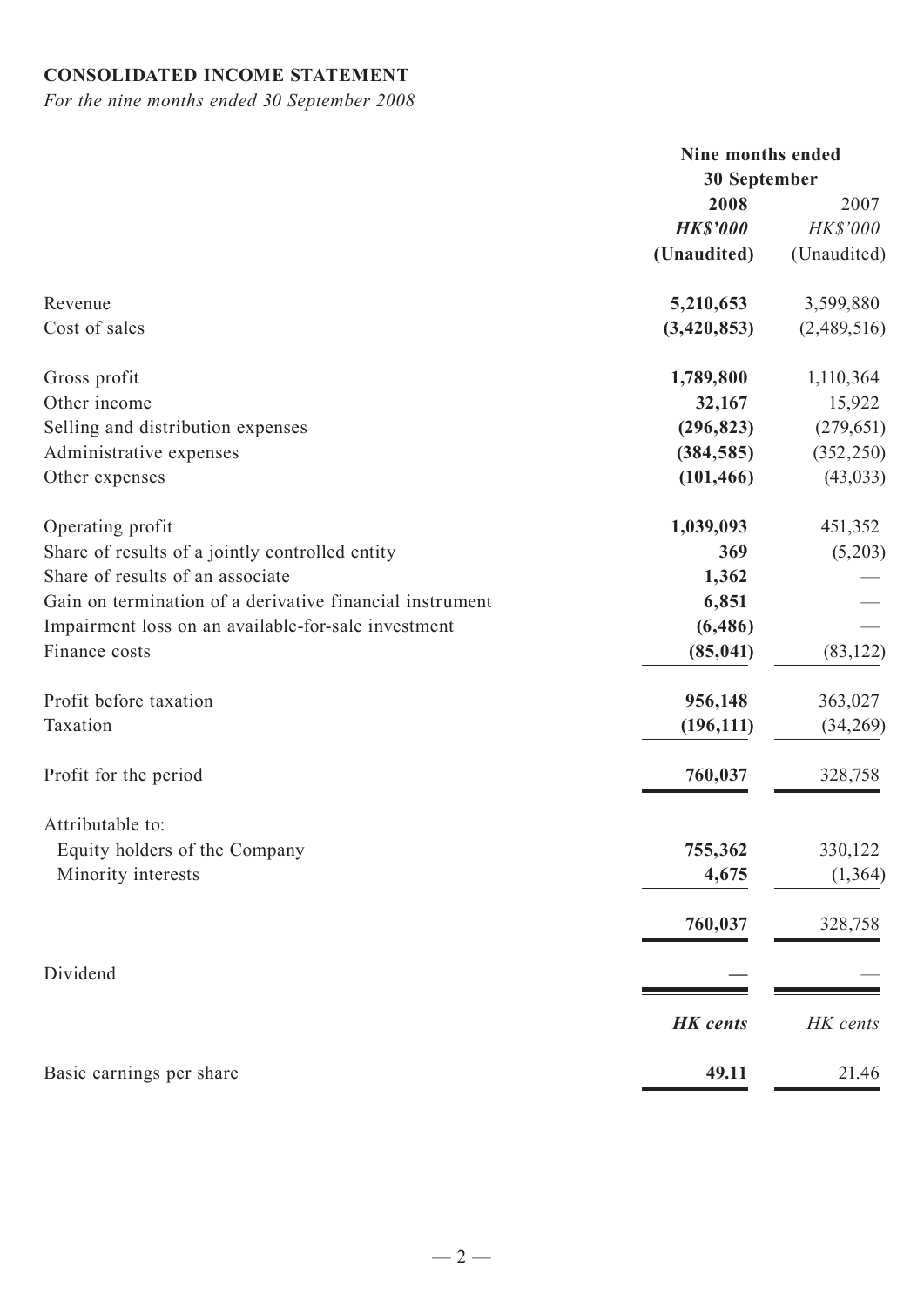## CONSOLIDATED INCOME STATEMENT

*For the nine months ended 30 September 2008*

| | Nine months ended 30 September | |
|---|---|---|
| | **2008** | 2007 |
| | ***HK$'000*** | *HK$'000* |
| | **(Unaudited)** | (Unaudited) |
| Revenue | **5,210,653** | 3,599,880 |
| Cost of sales | **(3,420,853)** | (2,489,516) |
| Gross profit | **1,789,800** | 1,110,364 |
| Other income | **32,167** | 15,922 |
| Selling and distribution expenses | **(296,823)** | (279,651) |
| Administrative expenses | **(384,585)** | (352,250) |
| Other expenses | **(101,466)** | (43,033) |
| Operating profit | **1,039,093** | 451,352 |
| Share of results of a jointly controlled entity | **369** | (5,203) |
| Share of results of an associate | **1,362** | — |
| Gain on termination of a derivative financial instrument | **6,851** | — |
| Impairment loss on an available-for-sale investment | **(6,486)** | — |
| Finance costs | **(85,041)** | (83,122) |
| Profit before taxation | **956,148** | 363,027 |
| Taxation | **(196,111)** | (34,269) |
| Profit for the period | **760,037** | 328,758 |
| Attributable to: | | |
| Equity holders of the Company | **755,362** | 330,122 |
| Minority interests | **4,675** | (1,364) |
| | **760,037** | 328,758 |
| Dividend | **—** | — |
| | ***HK cents*** | *HK cents* |
| Basic earnings per share | **49.11** | 21.46 |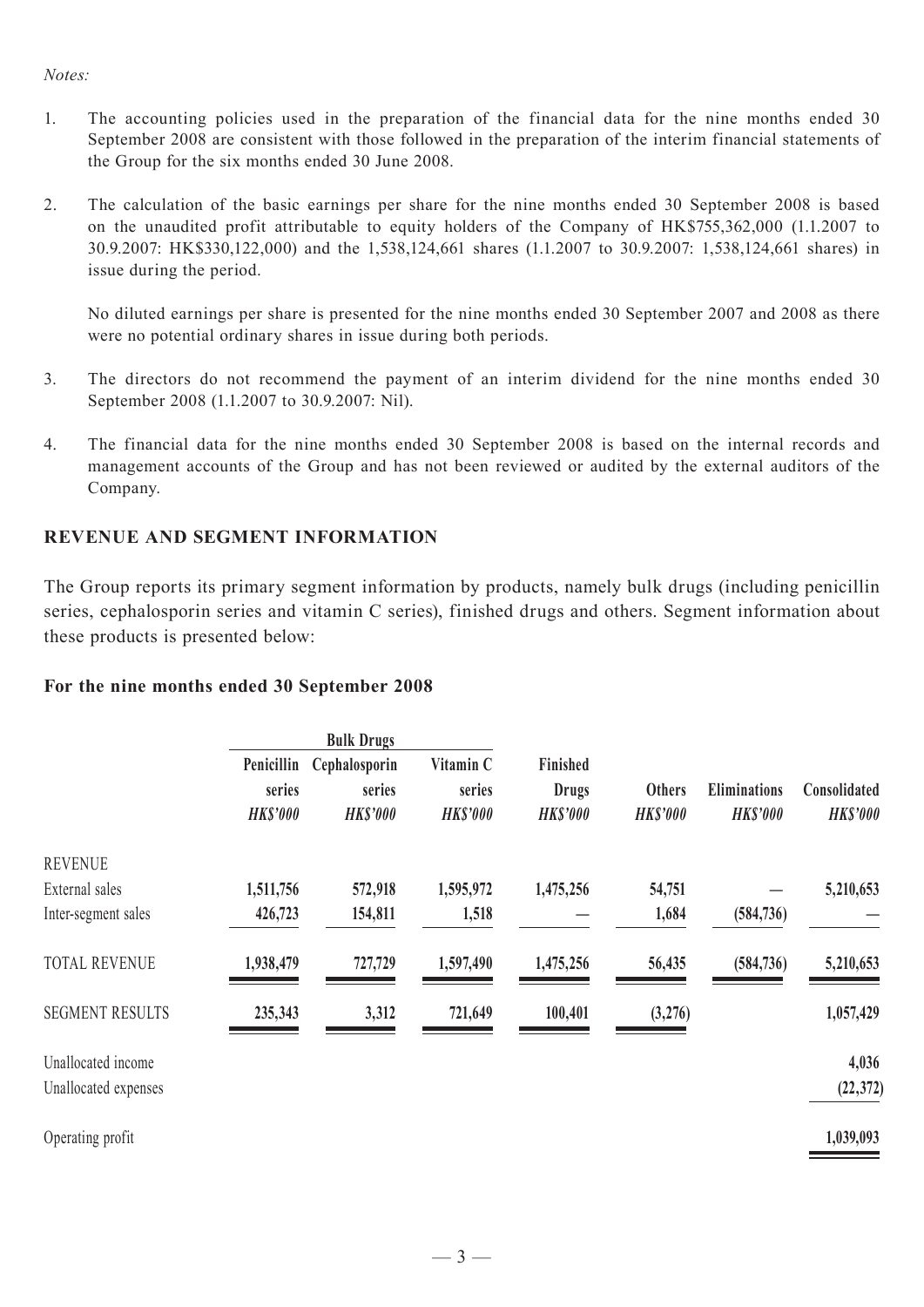*Notes:*

1. The accounting policies used in the preparation of the financial data for the nine months ended 30 September 2008 are consistent with those followed in the preparation of the interim financial statements of the Group for the six months ended 30 June 2008.

2. The calculation of the basic earnings per share for the nine months ended 30 September 2008 is based on the unaudited profit attributable to equity holders of the Company of HK$755,362,000 (1.1.2007 to 30.9.2007: HK$330,122,000) and the 1,538,124,661 shares (1.1.2007 to 30.9.2007: 1,538,124,661 shares) in issue during the period.

   No diluted earnings per share is presented for the nine months ended 30 September 2007 and 2008 as there were no potential ordinary shares in issue during both periods.

3. The directors do not recommend the payment of an interim dividend for the nine months ended 30 September 2008 (1.1.2007 to 30.9.2007: Nil).

4. The financial data for the nine months ended 30 September 2008 is based on the internal records and management accounts of the Group and has not been reviewed or audited by the external auditors of the Company.

## REVENUE AND SEGMENT INFORMATION

The Group reports its primary segment information by products, namely bulk drugs (including penicillin series, cephalosporin series and vitamin C series), finished drugs and others. Segment information about these products is presented below:

### For the nine months ended 30 September 2008

| | Bulk Drugs | | | | | | |
|---|---|---|---|---|---|---|---|
| | Penicillin series *HK$'000* | Cephalosporin series *HK$'000* | Vitamin C series *HK$'000* | Finished Drugs *HK$'000* | Others *HK$'000* | Eliminations *HK$'000* | Consolidated *HK$'000* |
| REVENUE | | | | | | | |
| External sales | **1,511,756** | **572,918** | **1,595,972** | **1,475,256** | **54,751** | **—** | **5,210,653** |
| Inter-segment sales | **426,723** | **154,811** | **1,518** | **—** | **1,684** | **(584,736)** | **—** |
| TOTAL REVENUE | **1,938,479** | **727,729** | **1,597,490** | **1,475,256** | **56,435** | **(584,736)** | **5,210,653** |
| SEGMENT RESULTS | **235,343** | **3,312** | **721,649** | **100,401** | **(3,276)** | | **1,057,429** |
| Unallocated income | | | | | | | **4,036** |
| Unallocated expenses | | | | | | | **(22,372)** |
| Operating profit | | | | | | | **1,039,093** |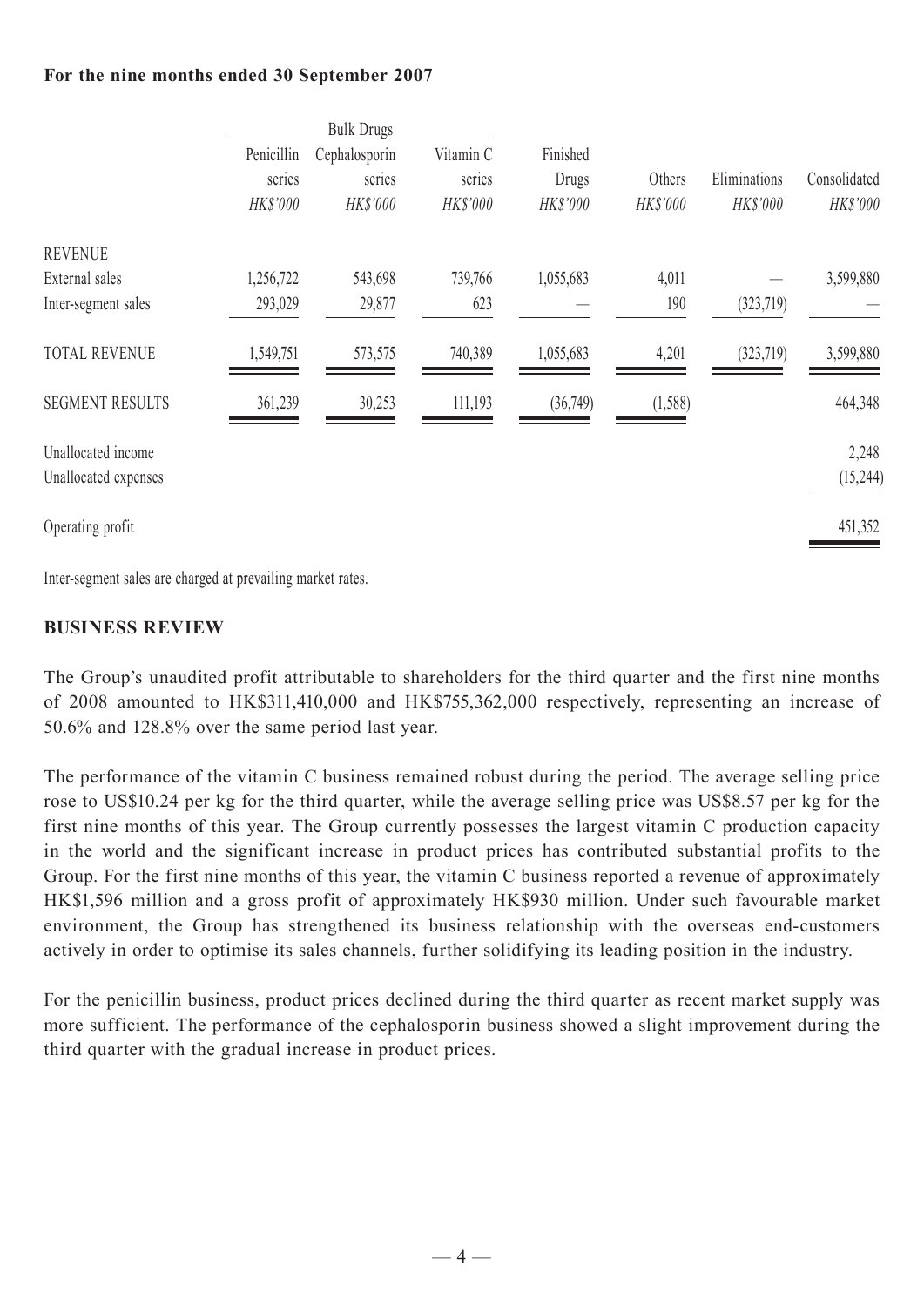**For the nine months ended 30 September 2007**

| | Bulk Drugs | | | | | | |
|---|---|---|---|---|---|---|---|
| | Penicillin series *HK$'000* | Cephalosporin series *HK$'000* | Vitamin C series *HK$'000* | Finished Drugs *HK$'000* | Others *HK$'000* | Eliminations *HK$'000* | Consolidated *HK$'000* |
| REVENUE | | | | | | | |
| External sales | 1,256,722 | 543,698 | 739,766 | 1,055,683 | 4,011 | — | 3,599,880 |
| Inter-segment sales | 293,029 | 29,877 | 623 | — | 190 | (323,719) | — |
| TOTAL REVENUE | 1,549,751 | 573,575 | 740,389 | 1,055,683 | 4,201 | (323,719) | 3,599,880 |
| SEGMENT RESULTS | 361,239 | 30,253 | 111,193 | (36,749) | (1,588) | | 464,348 |
| Unallocated income | | | | | | | 2,248 |
| Unallocated expenses | | | | | | | (15,244) |
| Operating profit | | | | | | | 451,352 |

Inter-segment sales are charged at prevailing market rates.

## BUSINESS REVIEW

The Group's unaudited profit attributable to shareholders for the third quarter and the first nine months of 2008 amounted to HK$311,410,000 and HK$755,362,000 respectively, representing an increase of 50.6% and 128.8% over the same period last year.

The performance of the vitamin C business remained robust during the period. The average selling price rose to US$10.24 per kg for the third quarter, while the average selling price was US$8.57 per kg for the first nine months of this year. The Group currently possesses the largest vitamin C production capacity in the world and the significant increase in product prices has contributed substantial profits to the Group. For the first nine months of this year, the vitamin C business reported a revenue of approximately HK$1,596 million and a gross profit of approximately HK$930 million. Under such favourable market environment, the Group has strengthened its business relationship with the overseas end-customers actively in order to optimise its sales channels, further solidifying its leading position in the industry.

For the penicillin business, product prices declined during the third quarter as recent market supply was more sufficient. The performance of the cephalosporin business showed a slight improvement during the third quarter with the gradual increase in product prices.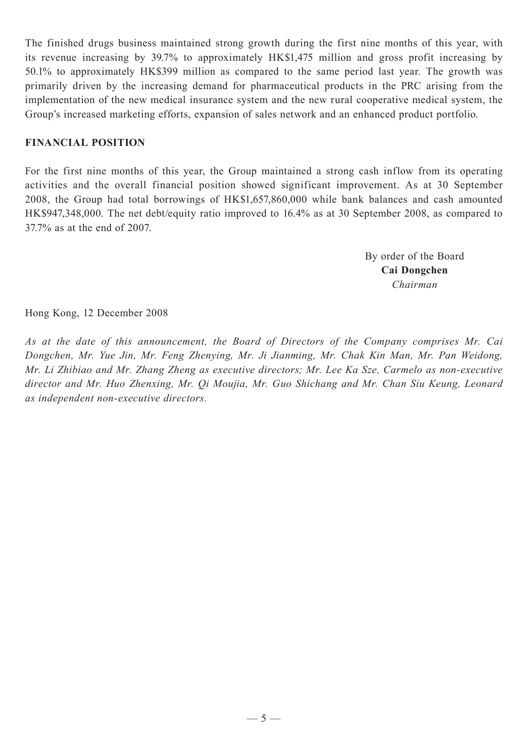The finished drugs business maintained strong growth during the first nine months of this year, with its revenue increasing by 39.7% to approximately HK$1,475 million and gross profit increasing by 50.1% to approximately HK$399 million as compared to the same period last year. The growth was primarily driven by the increasing demand for pharmaceutical products in the PRC arising from the implementation of the new medical insurance system and the new rural cooperative medical system, the Group's increased marketing efforts, expansion of sales network and an enhanced product portfolio.

## FINANCIAL POSITION

For the first nine months of this year, the Group maintained a strong cash inflow from its operating activities and the overall financial position showed significant improvement. As at 30 September 2008, the Group had total borrowings of HK$1,657,860,000 while bank balances and cash amounted HK$947,348,000. The net debt/equity ratio improved to 16.4% as at 30 September 2008, as compared to 37.7% as at the end of 2007.

By order of the Board
**Cai Dongchen**
*Chairman*

Hong Kong, 12 December 2008

*As at the date of this announcement, the Board of Directors of the Company comprises Mr. Cai Dongchen, Mr. Yue Jin, Mr. Feng Zhenying, Mr. Ji Jianming, Mr. Chak Kin Man, Mr. Pan Weidong, Mr. Li Zhibiao and Mr. Zhang Zheng as executive directors; Mr. Lee Ka Sze, Carmelo as non-executive director and Mr. Huo Zhenxing, Mr. Qi Moujia, Mr. Guo Shichang and Mr. Chan Siu Keung, Leonard as independent non-executive directors.*